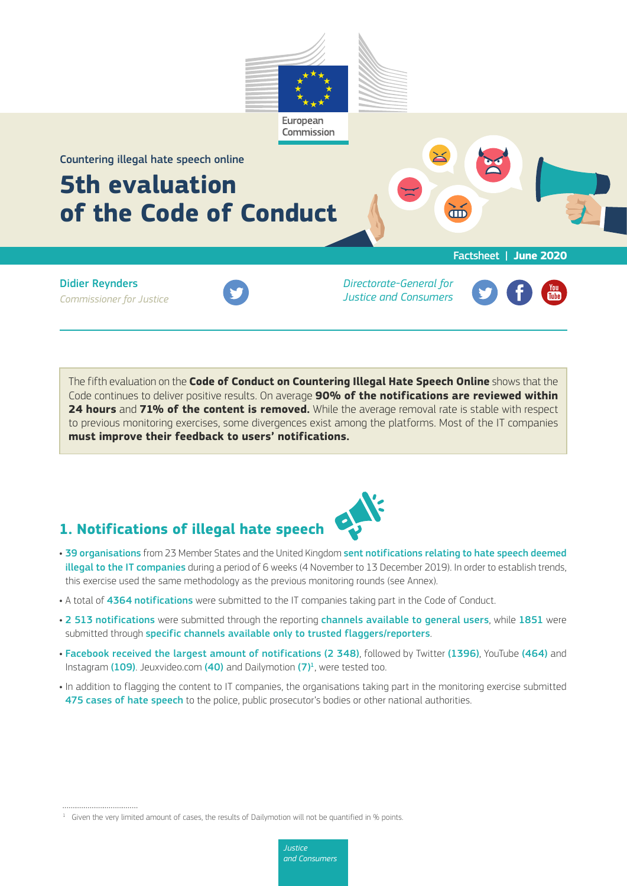European Commission

Countering illegal hate speech online

# 5th evaluation of the Code of Conduct

Factsheet | **June 2020**

**Didier Reynders**
*Commissioner for Justice*

*Directorate-General for Justice and Consumers*

The fifth evaluation on the **Code of Conduct on Countering Illegal Hate Speech Online** shows that the Code continues to deliver positive results. On average **90% of the notifications are reviewed within 24 hours** and **71% of the content is removed.** While the average removal rate is stable with respect to previous monitoring exercises, some divergences exist among the platforms. Most of the IT companies **must improve their feedback to users' notifications.**

## 1. Notifications of illegal hate speech

- **39 organisations** from 23 Member States and the United Kingdom **sent notifications relating to hate speech deemed illegal to the IT companies** during a period of 6 weeks (4 November to 13 December 2019). In order to establish trends, this exercise used the same methodology as the previous monitoring rounds (see Annex).
- A total of **4364 notifications** were submitted to the IT companies taking part in the Code of Conduct.
- **2 513 notifications** were submitted through the reporting **channels available to general users**, while **1851** were submitted through **specific channels available only to trusted flaggers/reporters**.
- **Facebook received the largest amount of notifications (2 348)**, followed by Twitter **(1396)**, YouTube **(464)** and Instagram **(109)**. Jeuxvideo.com **(40)** and Dailymotion **(7)**[1], were tested too.
- In addition to flagging the content to IT companies, the organisations taking part in the monitoring exercise submitted **475 cases of hate speech** to the police, public prosecutor's bodies or other national authorities.

[1] Given the very limited amount of cases, the results of Dailymotion will not be quantified in % points.

*Justice and Consumers*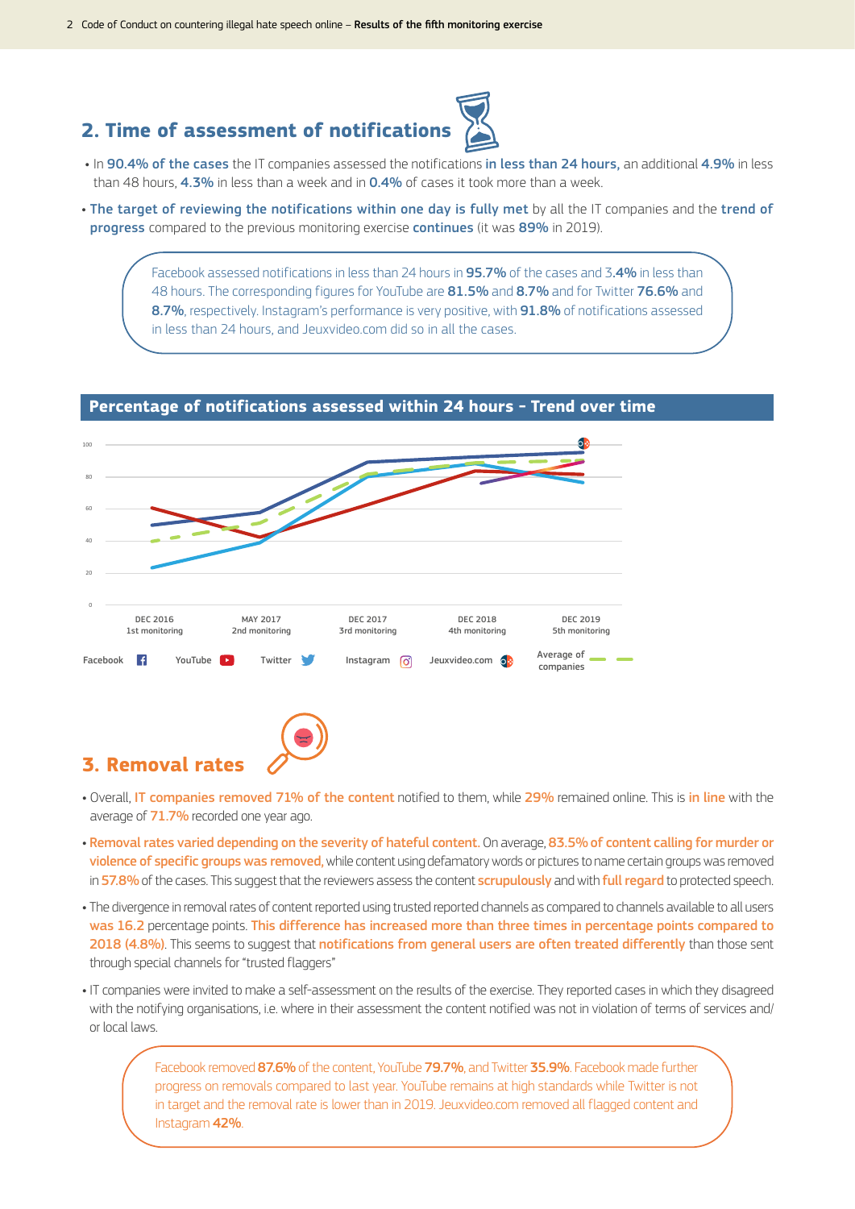## 2. Time of assessment of notifications

- In **90.4% of the cases** the IT companies assessed the notifications **in less than 24 hours,** an additional **4.9%** in less than 48 hours, **4.3%** in less than a week and in **0.4%** of cases it took more than a week.
- **The target of reviewing the notifications within one day is fully met** by all the IT companies and the **trend of progress** compared to the previous monitoring exercise **continues** (it was **89%** in 2019).

> Facebook assessed notifications in less than 24 hours in **95.7%** of the cases and 3.**4%** in less than 48 hours. The corresponding figures for YouTube are **81.5%** and **8.7%** and for Twitter **76.6%** and **8.7%**, respectively. Instagram's performance is very positive, with **91.8%** of notifications assessed in less than 24 hours, and Jeuxvideo.com did so in all the cases.

**Percentage of notifications assessed within 24 hours – Trend over time**

100
80
60
40
20
0

DEC 2016 1st monitoring | MAY 2017 2nd monitoring | DEC 2017 3rd monitoring | DEC 2018 4th monitoring | DEC 2019 5th monitoring

Facebook | YouTube | Twitter | Instagram | Jeuxvideo.com | Average of companies

## 3. Removal rates

- Overall, **IT companies removed 71% of the content** notified to them, while **29%** remained online. This is **in line** with the average of **71.7%** recorded one year ago.
- **Removal rates varied depending on the severity of hateful content.** On average, **83.5% of content calling for murder or violence of specific groups was removed,** while content using defamatory words or pictures to name certain groups was removed in **57.8%** of the cases. This suggest that the reviewers assess the content **scrupulously** and with **full regard** to protected speech.
- The divergence in removal rates of content reported using trusted reported channels as compared to channels available to all users **was 16.2** percentage points. **This difference has increased more than three times in percentage points compared to 2018 (4.8%).** This seems to suggest that **notifications from general users are often treated differently** than those sent through special channels for "trusted flaggers"
- IT companies were invited to make a self-assessment on the results of the exercise. They reported cases in which they disagreed with the notifying organisations, i.e. where in their assessment the content notified was not in violation of terms of services and/or local laws.

> Facebook removed **87.6%** of the content, YouTube **79.7%**, and Twitter **35.9%**. Facebook made further progress on removals compared to last year. YouTube remains at high standards while Twitter is not in target and the removal rate is lower than in 2019. Jeuxvideo.com removed all flagged content and Instagram **42%**.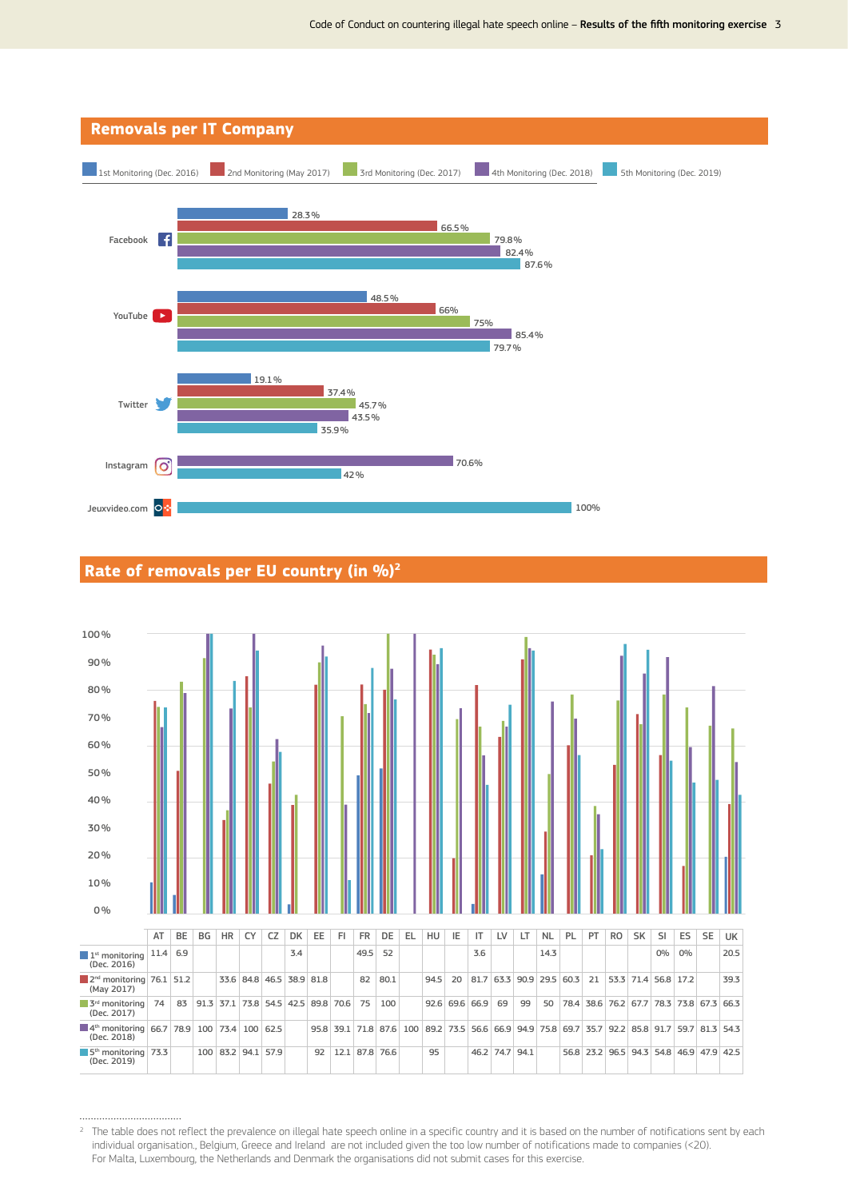## Removals per IT Company

| IT Company | 1st Monitoring (Dec. 2016) | 2nd Monitoring (May 2017) | 3rd Monitoring (Dec. 2017) | 4th Monitoring (Dec. 2018) | 5th Monitoring (Dec. 2019) |
|---|---|---|---|---|---|
| Facebook | 28.3% | 66.5% | 79.8% | 82.4% | 87.6% |
| YouTube | 48.5% | 66% | 75% | 85.4% | 79.7% |
| Twitter | 19.1% | 37.4% | 45.7% | 43.5% | 35.9% |
| Instagram | | | | 70.6% | 42% |
| Jeuxvideo.com | | | | | 100% |

## Rate of removals per EU country (in %)[2]

| | AT | BE | BG | HR | CY | CZ | DK | EE | FI | FR | DE | EL | HU | IE | IT | LV | LT | NL | PL | PT | RO | SK | SI | ES | SE | UK |
|---|---|---|---|---|---|---|---|---|---|---|---|---|---|---|---|---|---|---|---|---|---|---|---|---|---|---|
| 1st monitoring (Dec. 2016) | 11.4 | 6.9 | | | | | 3.4 | | | 49.5 | 52 | | | | 3.6 | | | 14.3 | | | | | 0% | 0% | | 20.5 |
| 2nd monitoring (May 2017) | 76.1 | 51.2 | | 33.6 | 84.8 | 46.5 | 38.9 | 81.8 | | 82 | 80.1 | | 94.5 | 20 | 81.7 | 63.3 | 90.9 | 29.5 | 60.3 | 21 | 53.3 | 71.4 | 56.8 | 17.2 | | 39.3 |
| 3rd monitoring (Dec. 2017) | 74 | 83 | 91.3 | 37.1 | 73.8 | 54.5 | 42.5 | 89.8 | 70.6 | 75 | 100 | | 92.6 | 69.6 | 66.9 | 69 | 99 | 50 | 78.4 | 38.6 | 76.2 | 67.7 | 78.3 | 73.8 | 67.3 | 66.3 |
| 4th monitoring (Dec. 2018) | 66.7 | 78.9 | 100 | 73.4 | 100 | 62.5 | | 95.8 | 39.1 | 71.8 | 87.6 | 100 | 89.2 | 73.5 | 56.6 | 66.9 | 94.9 | 75.8 | 69.7 | 35.7 | 92.2 | 85.8 | 91.7 | 59.7 | 81.3 | 54.3 |
| 5th monitoring (Dec. 2019) | 73.3 | | 100 | 83.2 | 94.1 | 57.9 | | 92 | 12.1 | 87.8 | 76.6 | | 95 | | 46.2 | 74.7 | 94.1 | | 56.8 | 23.2 | 96.5 | 94.3 | 54.8 | 46.9 | 47.9 | 42.5 |

[2] The table does not reflect the prevalence on illegal hate speech online in a specific country and it is based on the number of notifications sent by each individual organisation., Belgium, Greece and Ireland are not included given the too low number of notifications made to companies (<20). For Malta, Luxembourg, the Netherlands and Denmark the organisations did not submit cases for this exercise.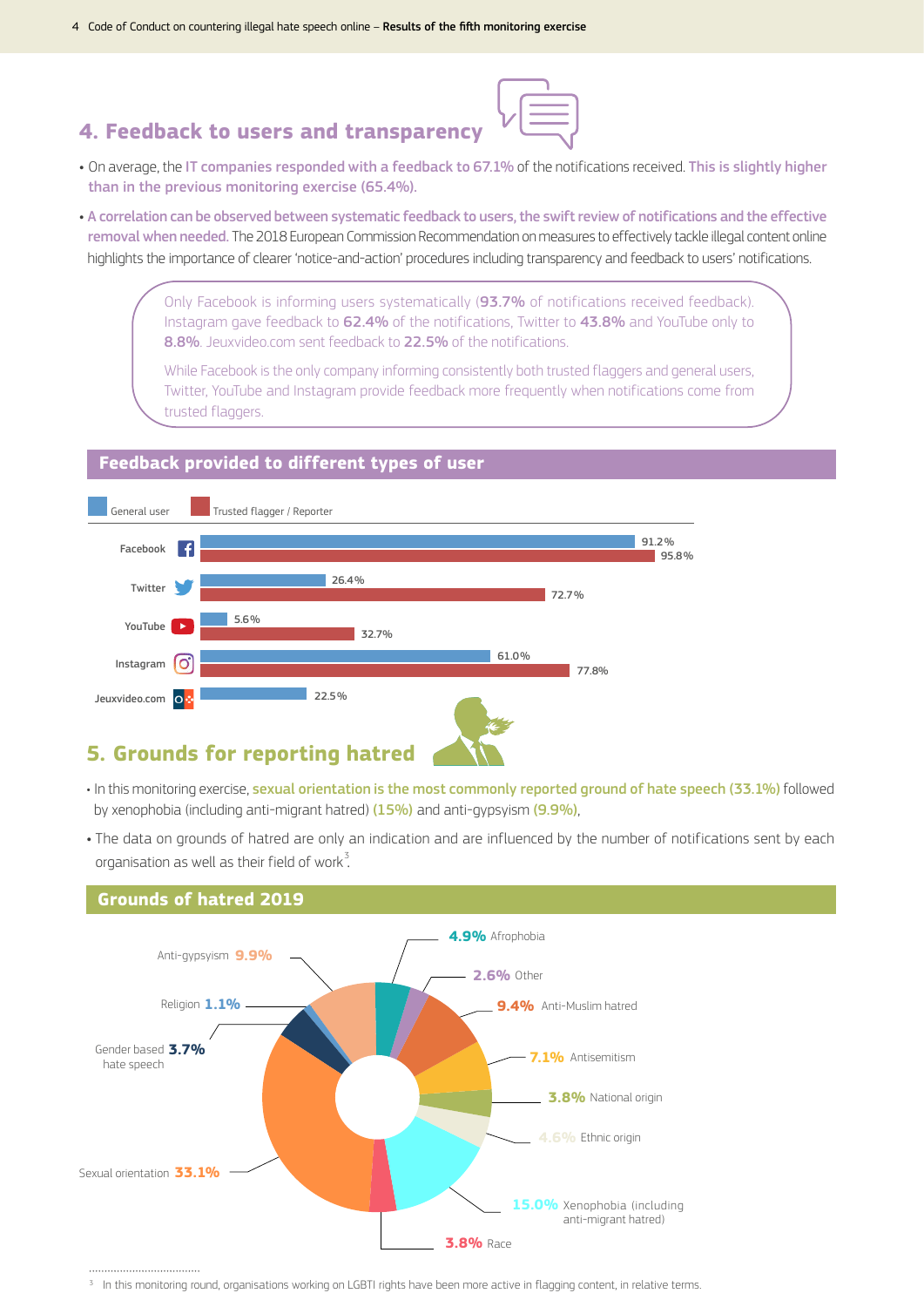## 4. Feedback to users and transparency

- On average, the IT companies responded with a feedback to 67.1% of the notifications received. This is slightly higher than in the previous monitoring exercise (65.4%).
- A correlation can be observed between systematic feedback to users, the swift review of notifications and the effective removal when needed. The 2018 European Commission Recommendation on measures to effectively tackle illegal content online highlights the importance of clearer 'notice-and-action' procedures including transparency and feedback to users' notifications.

> Only Facebook is informing users systematically (**93.7%** of notifications received feedback). Instagram gave feedback to **62.4%** of the notifications, Twitter to **43.8%** and YouTube only to **8.8%**. Jeuxvideo.com sent feedback to **22.5%** of the notifications.
>
> While Facebook is the only company informing consistently both trusted flaggers and general users, Twitter, YouTube and Instagram provide feedback more frequently when notifications come from trusted flaggers.

### Feedback provided to different types of user

| | General user | Trusted flagger / Reporter |
|---|---|---|
| Facebook | 91.2% | 95.8% |
| Twitter | 26.4% | 72.7% |
| YouTube | 5.6% | 32.7% |
| Instagram | 61.0% | 77.8% |
| Jeuxvideo.com | 22.5% | |

## 5. Grounds for reporting hatred

- In this monitoring exercise, sexual orientation is the most commonly reported ground of hate speech (33.1%) followed by xenophobia (including anti-migrant hatred) (15%) and anti-gypsyism (9.9%),
- The data on grounds of hatred are only an indication and are influenced by the number of notifications sent by each organisation as well as their field of work[3].

### Grounds of hatred 2019

| Ground | % |
|---|---|
| Afrophobia | 4.9% |
| Other | 2.6% |
| Anti-Muslim hatred | 9.4% |
| Antisemitism | 7.1% |
| National origin | 3.8% |
| Ethnic origin | 4.6% |
| Xenophobia (including anti-migrant hatred) | 15.0% |
| Race | 3.8% |
| Sexual orientation | 33.1% |
| Gender based hate speech | 3.7% |
| Religion | 1.1% |
| Anti-gypsyism | 9.9% |

[3] In this monitoring round, organisations working on LGBTI rights have been more active in flagging content, in relative terms.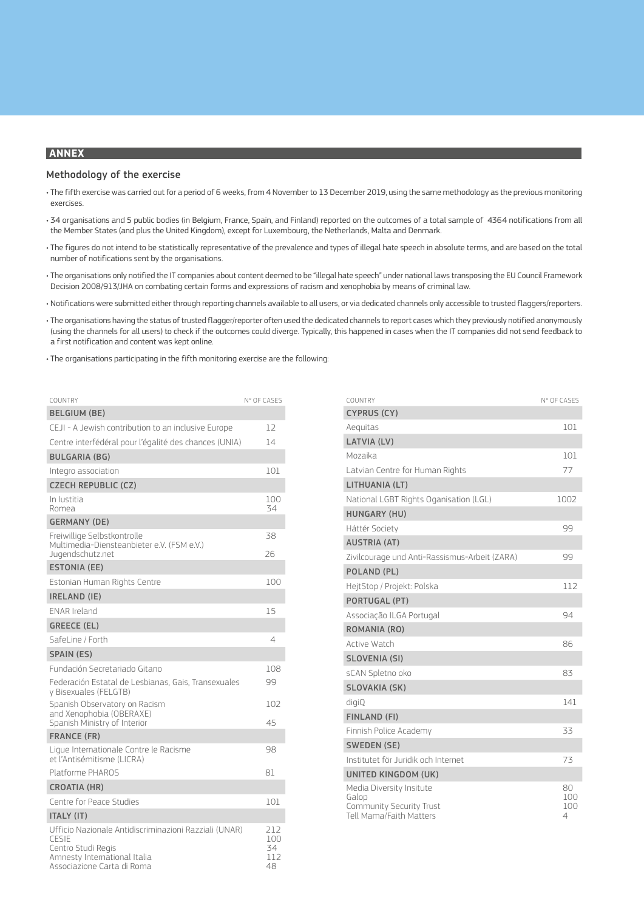## ANNEX

### Methodology of the exercise

- The fifth exercise was carried out for a period of 6 weeks, from 4 November to 13 December 2019, using the same methodology as the previous monitoring exercises.
- 34 organisations and 5 public bodies (in Belgium, France, Spain, and Finland) reported on the outcomes of a total sample of 4364 notifications from all the Member States (and plus the United Kingdom), except for Luxembourg, the Netherlands, Malta and Denmark.
- The figures do not intend to be statistically representative of the prevalence and types of illegal hate speech in absolute terms, and are based on the total number of notifications sent by the organisations.
- The organisations only notified the IT companies about content deemed to be "illegal hate speech" under national laws transposing the EU Council Framework Decision 2008/913/JHA on combating certain forms and expressions of racism and xenophobia by means of criminal law.
- Notifications were submitted either through reporting channels available to all users, or via dedicated channels only accessible to trusted flaggers/reporters.
- The organisations having the status of trusted flagger/reporter often used the dedicated channels to report cases which they previously notified anonymously (using the channels for all users) to check if the outcomes could diverge. Typically, this happened in cases when the IT companies did not send feedback to a first notification and content was kept online.
- The organisations participating in the fifth monitoring exercise are the following:

| COUNTRY | N° OF CASES |
|---|---|
| **BELGIUM (BE)** | |
| CEJI - A Jewish contribution to an inclusive Europe | 12 |
| Centre interfédéral pour l'égalité des chances (UNIA) | 14 |
| **BULGARIA (BG)** | |
| Integro association | 101 |
| **CZECH REPUBLIC (CZ)** | |
| In Iustitia | 100 |
| Romea | 34 |
| **GERMANY (DE)** | |
| Freiwillige Selbstkontrolle Multimedia-Diensteanbieter e.V. (FSM e.V.) | 38 |
| Jugendschutz.net | 26 |
| **ESTONIA (EE)** | |
| Estonian Human Rights Centre | 100 |
| **IRELAND (IE)** | |
| ENAR Ireland | 15 |
| **GREECE (EL)** | |
| SafeLine / Forth | 4 |
| **SPAIN (ES)** | |
| Fundación Secretariado Gitano | 108 |
| Federación Estatal de Lesbianas, Gais, Transexuales y Bisexuales (FELGTB) | 99 |
| Spanish Observatory on Racism and Xenophobia (OBERAXE) | 102 |
| Spanish Ministry of Interior | 45 |
| **FRANCE (FR)** | |
| Ligue Internationale Contre le Racisme et l'Antisémitisme (LICRA) | 98 |
| Platforme PHAROS | 81 |
| **CROATIA (HR)** | |
| Centre for Peace Studies | 101 |
| **ITALY (IT)** | |
| Ufficio Nazionale Antidiscriminazioni Razziali (UNAR) | 212 |
| CESIE | 100 |
| Centro Studi Regis | 34 |
| Amnesty International Italia | 112 |
| Associazione Carta di Roma | 48 |

| COUNTRY | N° OF CASES |
|---|---|
| **CYPRUS (CY)** | |
| Aequitas | 101 |
| **LATVIA (LV)** | |
| Mozaika | 101 |
| Latvian Centre for Human Rights | 77 |
| **LITHUANIA (LT)** | |
| National LGBT Rights Oganisation (LGL) | 1002 |
| **HUNGARY (HU)** | |
| Háttér Society | 99 |
| **AUSTRIA (AT)** | |
| Zivilcourage und Anti-Rassismus-Arbeit (ZARA) | 99 |
| **POLAND (PL)** | |
| HejtStop / Projekt: Polska | 112 |
| **PORTUGAL (PT)** | |
| Associação ILGA Portugal | 94 |
| **ROMANIA (RO)** | |
| Active Watch | 86 |
| **SLOVENIA (SI)** | |
| sCAN Spletno oko | 83 |
| **SLOVAKIA (SK)** | |
| digiQ | 141 |
| **FINLAND (FI)** | |
| Finnish Police Academy | 33 |
| **SWEDEN (SE)** | |
| Institutet för Juridik och Internet | 73 |
| **UNITED KINGDOM (UK)** | |
| Media Diversity Insitute | 80 |
| Galop | 100 |
| Community Security Trust | 100 |
| Tell Mama/Faith Matters | 4 |